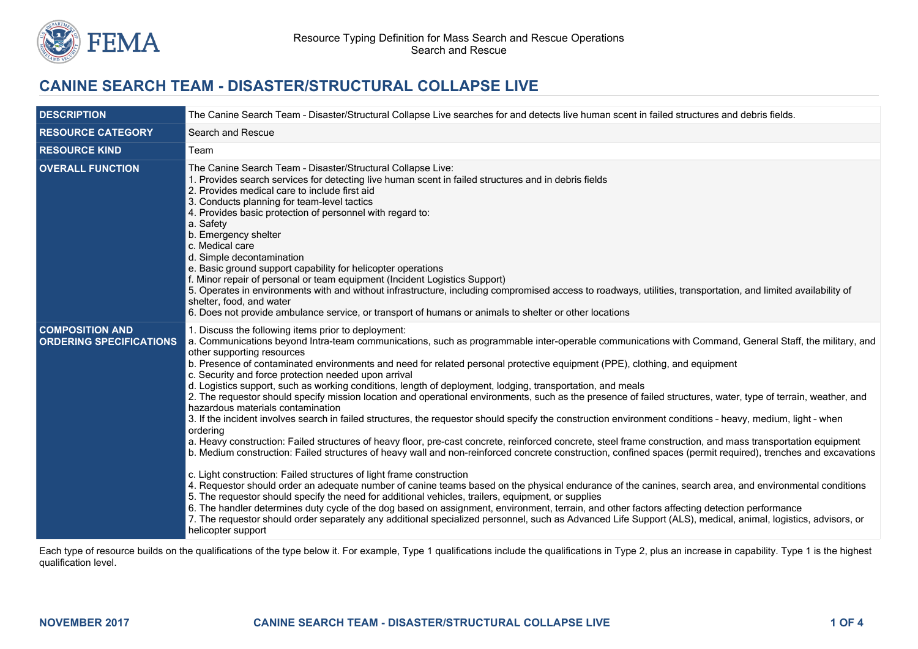# CANINE SEARCH TEAM - DISASTER/STRUCTURAL COLLAPSE LIVE

| | |
|---|---|
| **DESCRIPTION** | The Canine Search Team – Disaster/Structural Collapse Live searches for and detects live human scent in failed structures and debris fields. |
| **RESOURCE CATEGORY** | Search and Rescue |
| **RESOURCE KIND** | Team |
| **OVERALL FUNCTION** | The Canine Search Team – Disaster/Structural Collapse Live:<br>1. Provides search services for detecting live human scent in failed structures and in debris fields<br>2. Provides medical care to include first aid<br>3. Conducts planning for team-level tactics<br>4. Provides basic protection of personnel with regard to:<br>a. Safety<br>b. Emergency shelter<br>c. Medical care<br>d. Simple decontamination<br>e. Basic ground support capability for helicopter operations<br>f. Minor repair of personal or team equipment (Incident Logistics Support)<br>5. Operates in environments with and without infrastructure, including compromised access to roadways, utilities, transportation, and limited availability of shelter, food, and water<br>6. Does not provide ambulance service, or transport of humans or animals to shelter or other locations |
| **COMPOSITION AND ORDERING SPECIFICATIONS** | 1. Discuss the following items prior to deployment:<br>a. Communications beyond Intra-team communications, such as programmable inter-operable communications with Command, General Staff, the military, and other supporting resources<br>b. Presence of contaminated environments and need for related personal protective equipment (PPE), clothing, and equipment<br>c. Security and force protection needed upon arrival<br>d. Logistics support, such as working conditions, length of deployment, lodging, transportation, and meals<br>2. The requestor should specify mission location and operational environments, such as the presence of failed structures, water, type of terrain, weather, and hazardous materials contamination<br>3. If the incident involves search in failed structures, the requestor should specify the construction environment conditions – heavy, medium, light – when ordering<br>a. Heavy construction: Failed structures of heavy floor, pre-cast concrete, reinforced concrete, steel frame construction, and mass transportation equipment<br>b. Medium construction: Failed structures of heavy wall and non-reinforced concrete construction, confined spaces (permit required), trenches and excavations<br>c. Light construction: Failed structures of light frame construction<br>4. Requestor should order an adequate number of canine teams based on the physical endurance of the canines, search area, and environmental conditions<br>5. The requestor should specify the need for additional vehicles, trailers, equipment, or supplies<br>6. The handler determines duty cycle of the dog based on assignment, environment, terrain, and other factors affecting detection performance<br>7. The requestor should order separately any additional specialized personnel, such as Advanced Life Support (ALS), medical, animal, logistics, advisors, or helicopter support |

Each type of resource builds on the qualifications of the type below it. For example, Type 1 qualifications include the qualifications in Type 2, plus an increase in capability. Type 1 is the highest qualification level.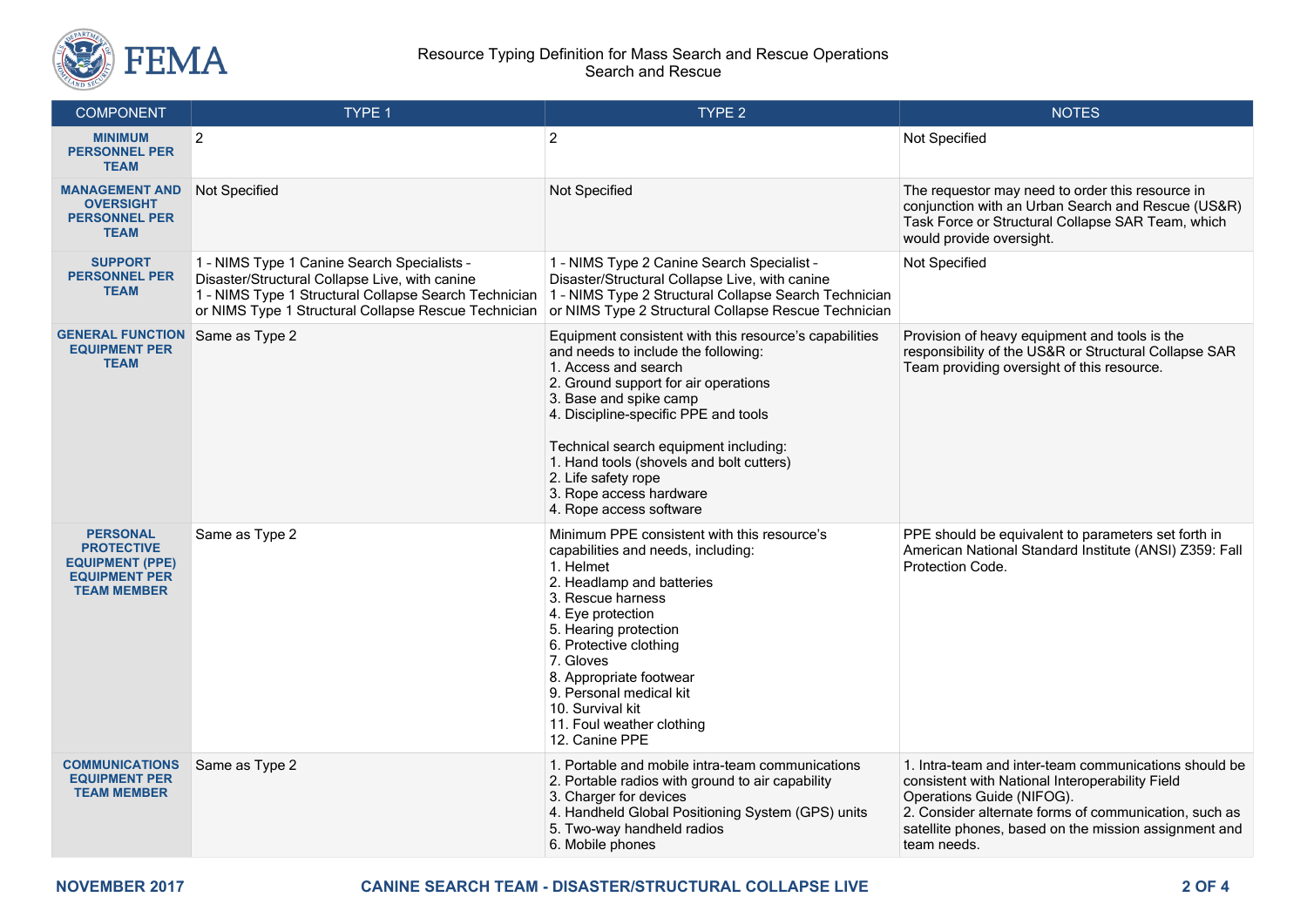| COMPONENT | TYPE 1 | TYPE 2 | NOTES |
|---|---|---|---|
| **MINIMUM PERSONNEL PER TEAM** | 2 | 2 | Not Specified |
| **MANAGEMENT AND OVERSIGHT PERSONNEL PER TEAM** | Not Specified | Not Specified | The requestor may need to order this resource in conjunction with an Urban Search and Rescue (US&R) Task Force or Structural Collapse SAR Team, which would provide oversight. |
| **SUPPORT PERSONNEL PER TEAM** | 1 - NIMS Type 1 Canine Search Specialists - Disaster/Structural Collapse Live, with canine<br>1 - NIMS Type 1 Structural Collapse Search Technician or NIMS Type 1 Structural Collapse Rescue Technician | 1 - NIMS Type 2 Canine Search Specialist - Disaster/Structural Collapse Live, with canine<br>1 - NIMS Type 2 Structural Collapse Search Technician or NIMS Type 2 Structural Collapse Rescue Technician | Not Specified |
| **GENERAL FUNCTION EQUIPMENT PER TEAM** | Same as Type 2 | Equipment consistent with this resource's capabilities and needs to include the following:<br>1. Access and search<br>2. Ground support for air operations<br>3. Base and spike camp<br>4. Discipline-specific PPE and tools<br><br>Technical search equipment including:<br>1. Hand tools (shovels and bolt cutters)<br>2. Life safety rope<br>3. Rope access hardware<br>4. Rope access software | Provision of heavy equipment and tools is the responsibility of the US&R or Structural Collapse SAR Team providing oversight of this resource. |
| **PERSONAL PROTECTIVE EQUIPMENT (PPE) EQUIPMENT PER TEAM MEMBER** | Same as Type 2 | Minimum PPE consistent with this resource's capabilities and needs, including:<br>1. Helmet<br>2. Headlamp and batteries<br>3. Rescue harness<br>4. Eye protection<br>5. Hearing protection<br>6. Protective clothing<br>7. Gloves<br>8. Appropriate footwear<br>9. Personal medical kit<br>10. Survival kit<br>11. Foul weather clothing<br>12. Canine PPE | PPE should be equivalent to parameters set forth in American National Standard Institute (ANSI) Z359: Fall Protection Code. |
| **COMMUNICATIONS EQUIPMENT PER TEAM MEMBER** | Same as Type 2 | 1. Portable and mobile intra-team communications<br>2. Portable radios with ground to air capability<br>3. Charger for devices<br>4. Handheld Global Positioning System (GPS) units<br>5. Two-way handheld radios<br>6. Mobile phones | 1. Intra-team and inter-team communications should be consistent with National Interoperability Field Operations Guide (NIFOG).<br>2. Consider alternate forms of communication, such as satellite phones, based on the mission assignment and team needs. |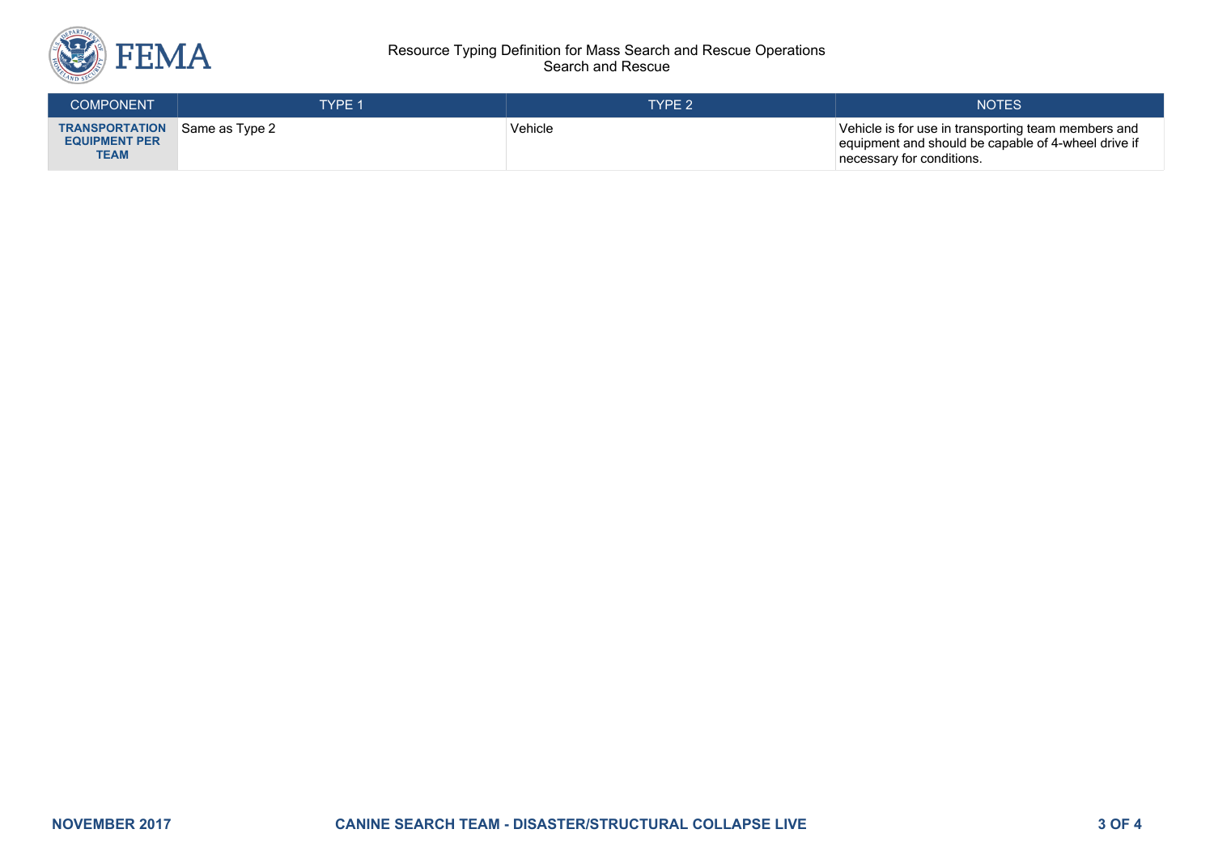| COMPONENT | TYPE 1 | TYPE 2 | NOTES |
|---|---|---|---|
| **TRANSPORTATION EQUIPMENT PER TEAM** | Same as Type 2 | Vehicle | Vehicle is for use in transporting team members and equipment and should be capable of 4-wheel drive if necessary for conditions. |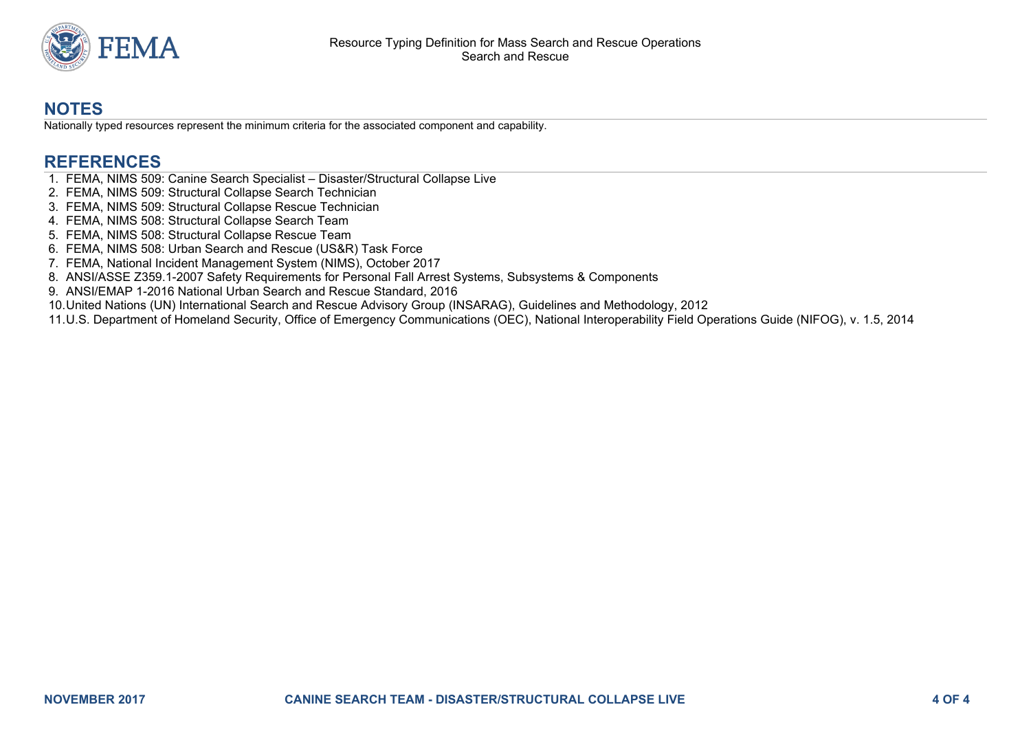## NOTES

Nationally typed resources represent the minimum criteria for the associated component and capability.

## REFERENCES

1. FEMA, NIMS 509: Canine Search Specialist – Disaster/Structural Collapse Live
2. FEMA, NIMS 509: Structural Collapse Search Technician
3. FEMA, NIMS 509: Structural Collapse Rescue Technician
4. FEMA, NIMS 508: Structural Collapse Search Team
5. FEMA, NIMS 508: Structural Collapse Rescue Team
6. FEMA, NIMS 508: Urban Search and Rescue (US&R) Task Force
7. FEMA, National Incident Management System (NIMS), October 2017
8. ANSI/ASSE Z359.1-2007 Safety Requirements for Personal Fall Arrest Systems, Subsystems & Components
9. ANSI/EMAP 1-2016 National Urban Search and Rescue Standard, 2016
10. United Nations (UN) International Search and Rescue Advisory Group (INSARAG), Guidelines and Methodology, 2012
11. U.S. Department of Homeland Security, Office of Emergency Communications (OEC), National Interoperability Field Operations Guide (NIFOG), v. 1.5, 2014